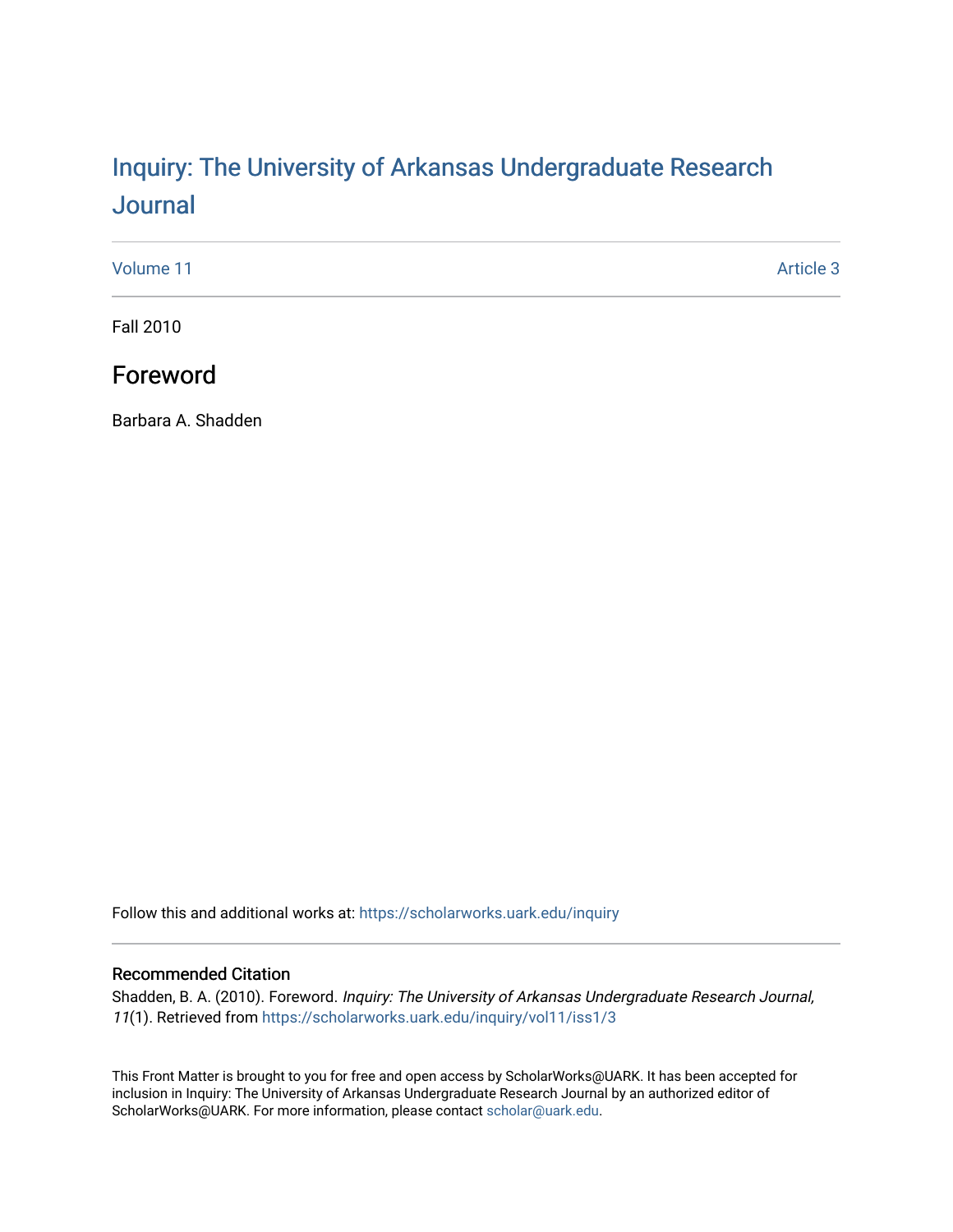# Inquiry: The University of Arkansas Undergraduate Research Journal

Volume 11 | Article 3

Fall 2010

## Foreword

Barbara A. Shadden

Follow this and additional works at: https://scholarworks.uark.edu/inquiry

### Recommended Citation

Shadden, B. A. (2010). Foreword. *Inquiry: The University of Arkansas Undergraduate Research Journal, 11*(1). Retrieved from https://scholarworks.uark.edu/inquiry/vol11/iss1/3

This Front Matter is brought to you for free and open access by ScholarWorks@UARK. It has been accepted for inclusion in Inquiry: The University of Arkansas Undergraduate Research Journal by an authorized editor of ScholarWorks@UARK. For more information, please contact scholar@uark.edu.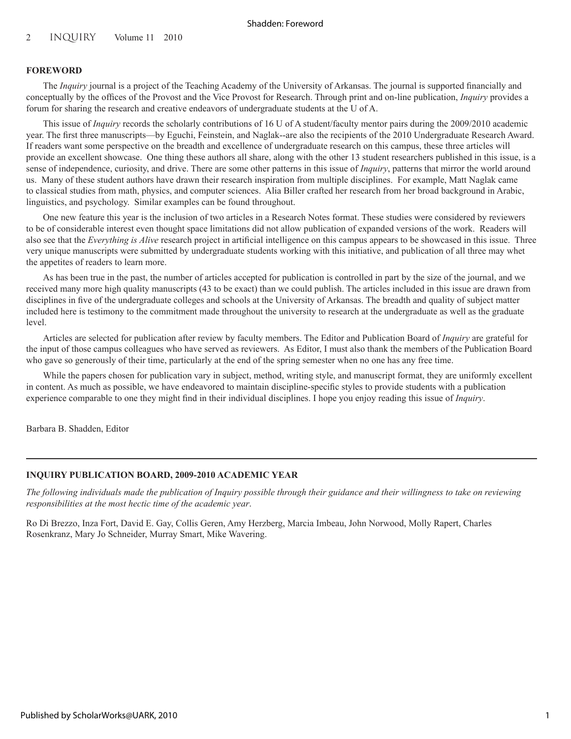## FOREWORD

The *Inquiry* journal is a project of the Teaching Academy of the University of Arkansas. The journal is supported financially and conceptually by the offices of the Provost and the Vice Provost for Research. Through print and on-line publication, *Inquiry* provides a forum for sharing the research and creative endeavors of undergraduate students at the U of A.

This issue of *Inquiry* records the scholarly contributions of 16 U of A student/faculty mentor pairs during the 2009/2010 academic year. The first three manuscripts—by Eguchi, Feinstein, and Naglak--are also the recipients of the 2010 Undergraduate Research Award. If readers want some perspective on the breadth and excellence of undergraduate research on this campus, these three articles will provide an excellent showcase. One thing these authors all share, along with the other 13 student researchers published in this issue, is a sense of independence, curiosity, and drive. There are some other patterns in this issue of *Inquiry*, patterns that mirror the world around us. Many of these student authors have drawn their research inspiration from multiple disciplines. For example, Matt Naglak came to classical studies from math, physics, and computer sciences. Alia Biller crafted her research from her broad background in Arabic, linguistics, and psychology. Similar examples can be found throughout.

One new feature this year is the inclusion of two articles in a Research Notes format. These studies were considered by reviewers to be of considerable interest even thought space limitations did not allow publication of expanded versions of the work. Readers will also see that the *Everything is Alive* research project in artificial intelligence on this campus appears to be showcased in this issue. Three very unique manuscripts were submitted by undergraduate students working with this initiative, and publication of all three may whet the appetites of readers to learn more.

As has been true in the past, the number of articles accepted for publication is controlled in part by the size of the journal, and we received many more high quality manuscripts (43 to be exact) than we could publish. The articles included in this issue are drawn from disciplines in five of the undergraduate colleges and schools at the University of Arkansas. The breadth and quality of subject matter included here is testimony to the commitment made throughout the university to research at the undergraduate as well as the graduate level.

Articles are selected for publication after review by faculty members. The Editor and Publication Board of *Inquiry* are grateful for the input of those campus colleagues who have served as reviewers. As Editor, I must also thank the members of the Publication Board who gave so generously of their time, particularly at the end of the spring semester when no one has any free time.

While the papers chosen for publication vary in subject, method, writing style, and manuscript format, they are uniformly excellent in content. As much as possible, we have endeavored to maintain discipline-specific styles to provide students with a publication experience comparable to one they might find in their individual disciplines. I hope you enjoy reading this issue of *Inquiry*.

Barbara B. Shadden, Editor

---

## INQUIRY PUBLICATION BOARD, 2009-2010 ACADEMIC YEAR

*The following individuals made the publication of Inquiry possible through their guidance and their willingness to take on reviewing responsibilities at the most hectic time of the academic year*.

Ro Di Brezzo, Inza Fort, David E. Gay, Collis Geren, Amy Herzberg, Marcia Imbeau, John Norwood, Molly Rapert, Charles Rosenkranz, Mary Jo Schneider, Murray Smart, Mike Wavering.